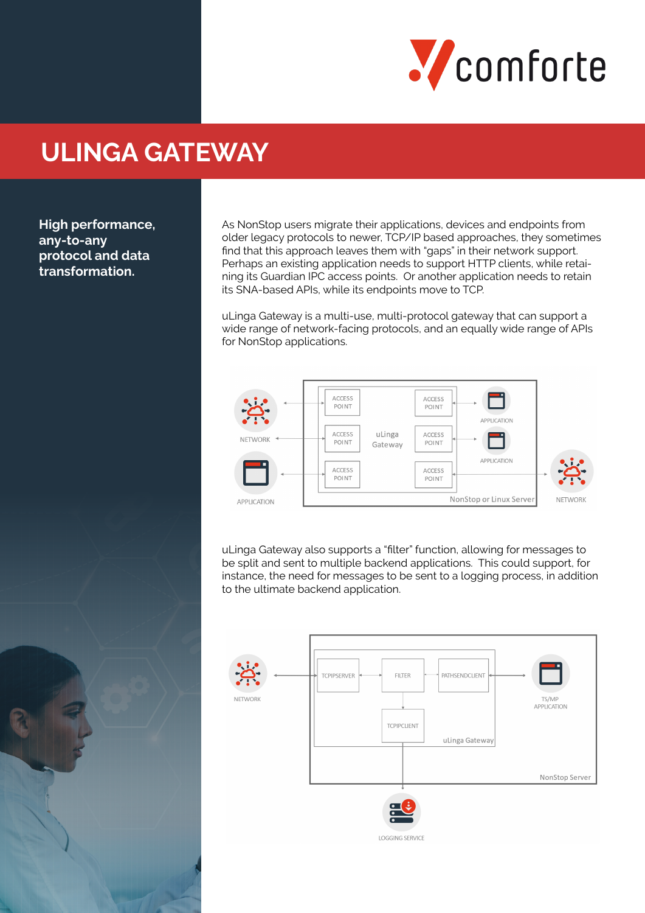comforte

# ULINGA GATEWAY

**High performance, any-to-any protocol and data transformation.**

As NonStop users migrate their applications, devices and endpoints from older legacy protocols to newer, TCP/IP based approaches, they sometimes find that this approach leaves them with "gaps" in their network support. Perhaps an existing application needs to support HTTP clients, while retaining its Guardian IPC access points. Or another application needs to retain its SNA-based APIs, while its endpoints move to TCP.

uLinga Gateway is a multi-use, multi-protocol gateway that can support a wide range of network-facing protocols, and an equally wide range of APIs for NonStop applications.

NETWORK
APPLICATION
ACCESS POINT
ACCESS POINT
ACCESS POINT
uLinga Gateway
ACCESS POINT
ACCESS POINT
ACCESS POINT
APPLICATION
APPLICATION
NETWORK
NonStop or Linux Server

uLinga Gateway also supports a "filter" function, allowing for messages to be split and sent to multiple backend applications. This could support, for instance, the need for messages to be sent to a logging process, in addition to the ultimate backend application.

NETWORK
TCPIPSERVER
FILTER
PATHSENDCLIENT
TS/MP APPLICATION
TCPIPCLIENT
uLinga Gateway
NonStop Server
LOGGING SERVICE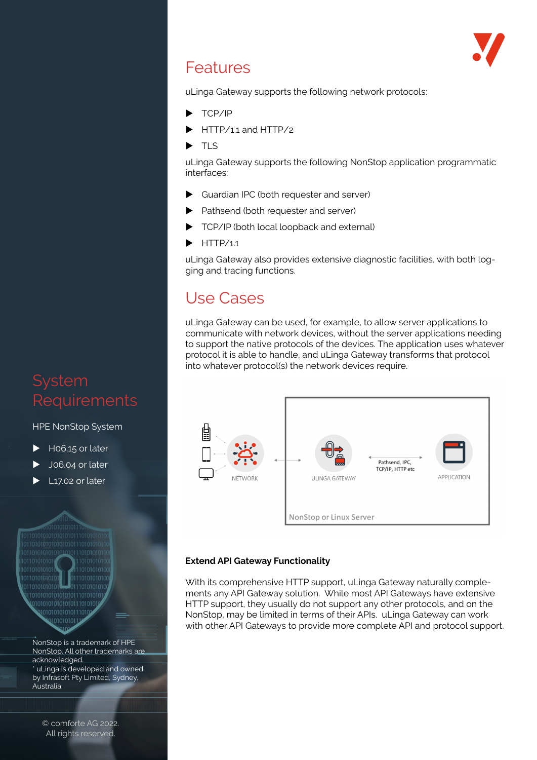## Features

uLinga Gateway supports the following network protocols:

- TCP/IP
- HTTP/1.1 and HTTP/2
- TLS

uLinga Gateway supports the following NonStop application programmatic interfaces:

- Guardian IPC (both requester and server)
- Pathsend (both requester and server)
- TCP/IP (both local loopback and external)
- HTTP/1.1

uLinga Gateway also provides extensive diagnostic facilities, with both logging and tracing functions.

## Use Cases

uLinga Gateway can be used, for example, to allow server applications to communicate with network devices, without the server applications needing to support the native protocols of the devices. The application uses whatever protocol it is able to handle, and uLinga Gateway transforms that protocol into whatever protocol(s) the network devices require.

NETWORK

ULINGA GATEWAY

Pathsend, IPC, TCP/IP, HTTP etc

APPLICATION

NonStop or Linux Server

**Extend API Gateway Functionality**

With its comprehensive HTTP support, uLinga Gateway naturally complements any API Gateway solution. While most API Gateways have extensive HTTP support, they usually do not support any other protocols, and on the NonStop, may be limited in terms of their APIs. uLinga Gateway can work with other API Gateways to provide more complete API and protocol support.

## System Requirements

HPE NonStop System

- H06.15 or later
- J06.04 or later
- L17.02 or later

NonStop is a trademark of HPE NonStop. All other trademarks are acknowledged.
* uLinga is developed and owned by Infrasoft Pty Limited, Sydney, Australia.

© comforte AG 2022. All rights reserved.